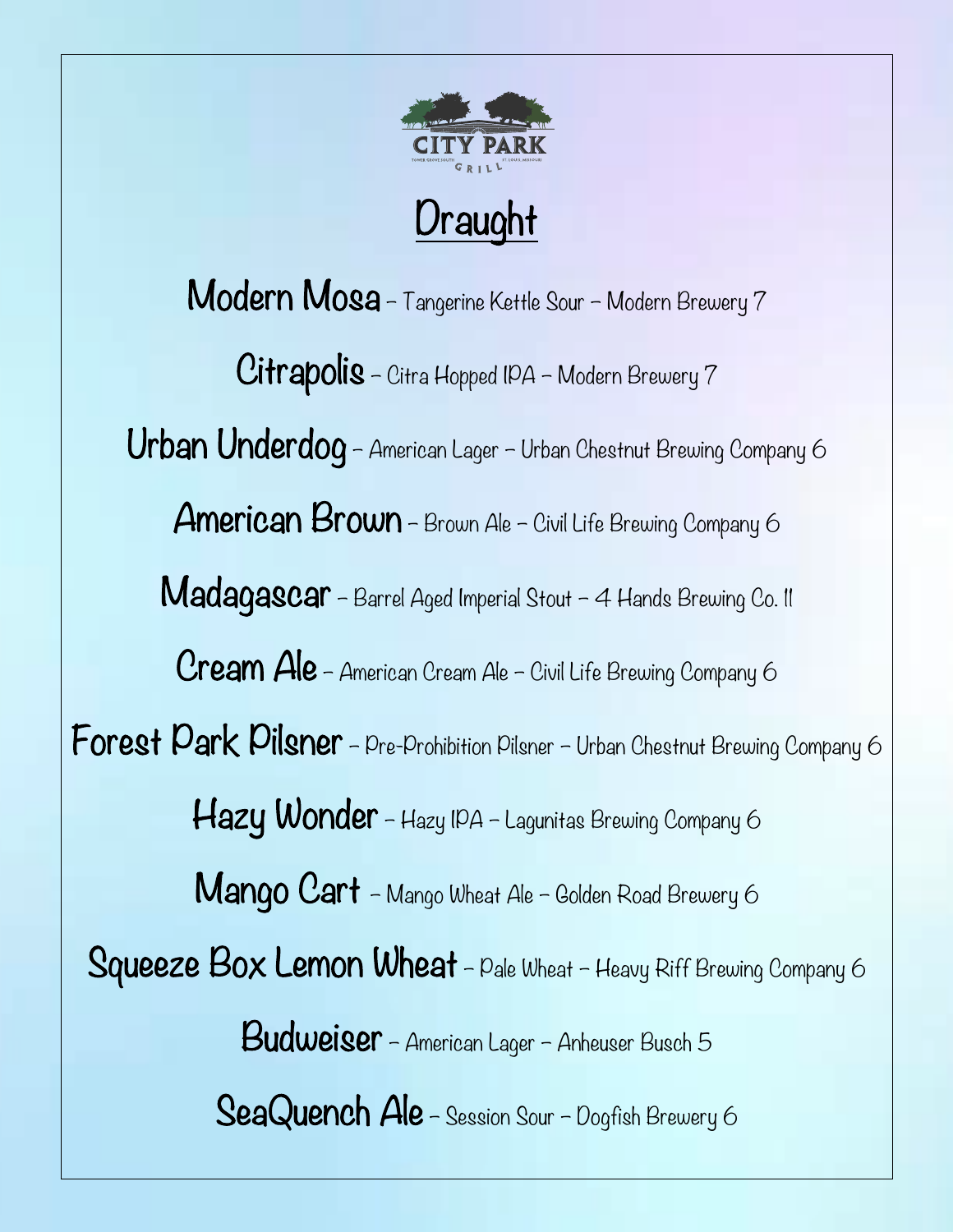CITY PARK

TOWER GROVE SOUTH GRILL ST. LOUIS, MISSOURI

# Draught

**Modern Mosa** – Tangerine Kettle Sour – Modern Brewery 7

**Citrapolis** – Citra Hopped IPA – Modern Brewery 7

**Urban Underdog** – American Lager – Urban Chestnut Brewing Company 6

**American Brown** – Brown Ale – Civil Life Brewing Company 6

**Madagascar** – Barrel Aged Imperial Stout – 4 Hands Brewing Co. 11

**Cream Ale** – American Cream Ale – Civil Life Brewing Company 6

**Forest Park Pilsner** – Pre-Prohibition Pilsner – Urban Chestnut Brewing Company 6

**Hazy Wonder** – Hazy IPA – Lagunitas Brewing Company 6

**Mango Cart** – Mango Wheat Ale – Golden Road Brewery 6

**Squeeze Box Lemon Wheat** – Pale Wheat – Heavy Riff Brewing Company 6

**Budweiser** – American Lager – Anheuser Busch 5

**SeaQuench Ale** – Session Sour – Dogfish Brewery 6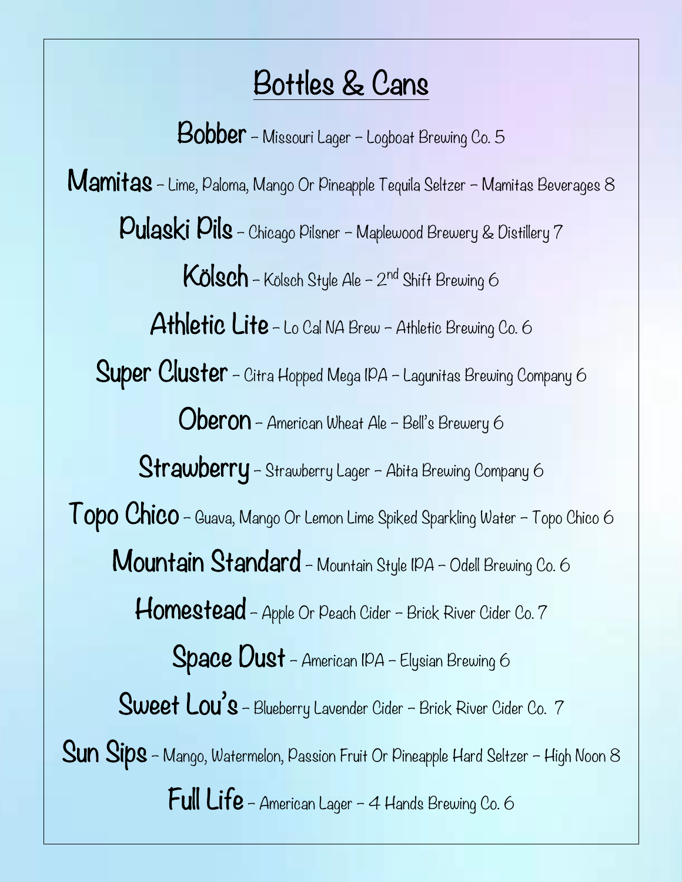# Bottles & Cans

**Bobber** – Missouri Lager – Logboat Brewing Co. 5

**Mamitas** – Lime, Paloma, Mango Or Pineapple Tequila Seltzer – Mamitas Beverages 8

**Pulaski Pils** – Chicago Pilsner – Maplewood Brewery & Distillery 7

**Kölsch** – Kölsch Style Ale – 2nd Shift Brewing 6

**Athletic Lite** – Lo Cal NA Brew – Athletic Brewing Co. 6

**Super Cluster** – Citra Hopped Mega IPA – Lagunitas Brewing Company 6

**Oberon** – American Wheat Ale – Bell's Brewery 6

**Strawberry** – Strawberry Lager – Abita Brewing Company 6

**Topo Chico** – Guava, Mango Or Lemon Lime Spiked Sparkling Water – Topo Chico 6

**Mountain Standard** – Mountain Style IPA – Odell Brewing Co. 6

**Homestead** – Apple Or Peach Cider – Brick River Cider Co. 7

**Space Dust** – American IPA – Elysian Brewing 6

**Sweet Lou's** – Blueberry Lavender Cider – Brick River Cider Co. 7

**Sun Sips** – Mango, Watermelon, Passion Fruit Or Pineapple Hard Seltzer – High Noon 8

**Full Life** – American Lager – 4 Hands Brewing Co. 6